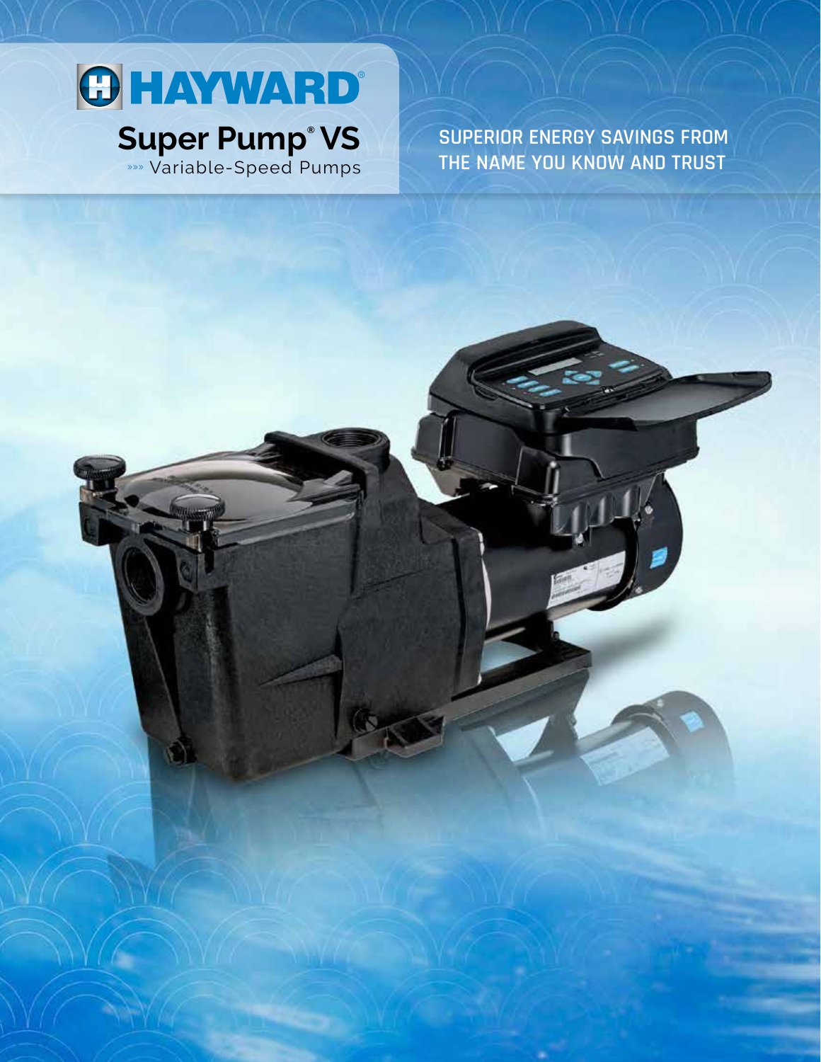# HAYWARD®

## Super Pump® VS

»»» Variable-Speed Pumps

**SUPERIOR ENERGY SAVINGS FROM THE NAME YOU KNOW AND TRUST**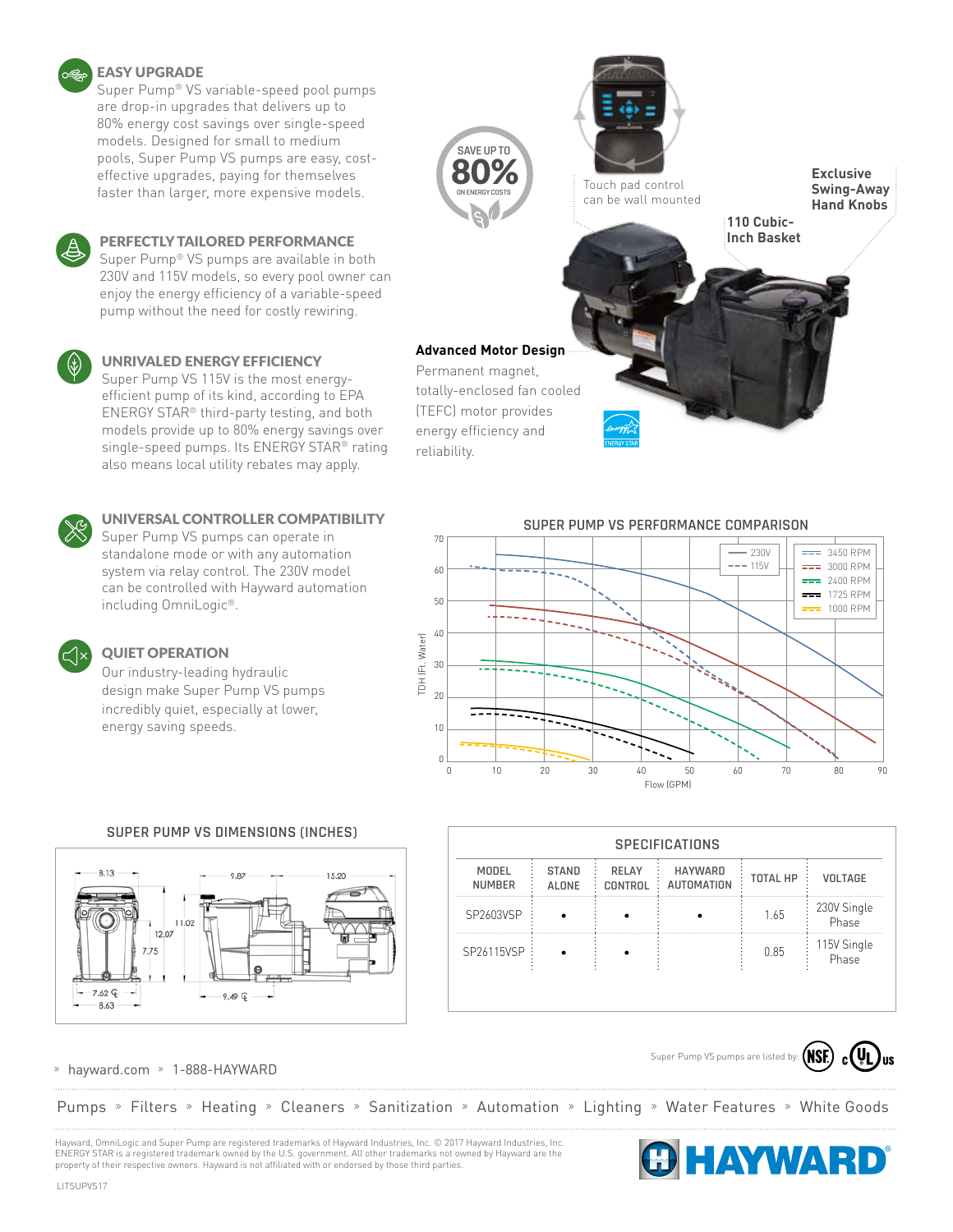## EASY UPGRADE

Super Pump® VS variable-speed pool pumps are drop-in upgrades that delivers up to 80% energy cost savings over single-speed models. Designed for small to medium pools, Super Pump VS pumps are easy, cost-effective upgrades, paying for themselves faster than larger, more expensive models.

## PERFECTLY TAILORED PERFORMANCE

Super Pump® VS pumps are available in both 230V and 115V models, so every pool owner can enjoy the energy efficiency of a variable-speed pump without the need for costly rewiring.

## UNRIVALED ENERGY EFFICIENCY

Super Pump VS 115V is the most energy-efficient pump of its kind, according to EPA ENERGY STAR® third-party testing, and both models provide up to 80% energy savings over single-speed pumps. Its ENERGY STAR® rating also means local utility rebates may apply.

## UNIVERSAL CONTROLLER COMPATIBILITY

Super Pump VS pumps can operate in standalone mode or with any automation system via relay control. The 230V model can be controlled with Hayward automation including OmniLogic®.

## QUIET OPERATION

Our industry-leading hydraulic design make Super Pump VS pumps incredibly quiet, especially at lower, energy saving speeds.

SAVE UP TO 80% ON ENERGY COSTS

Touch pad control can be wall mounted

Exclusive Swing-Away Hand Knobs

110 Cubic-Inch Basket

**Advanced Motor Design**

Permanent magnet, totally-enclosed fan cooled (TEFC) motor provides energy efficiency and reliability.

ENERGY STAR

### SUPER PUMP VS PERFORMANCE COMPARISON

230V
115V

3450 RPM
3000 RPM
2400 RPM
1725 RPM
1000 RPM

TDH (Ft. Water)
0
10
20
30
40
50
60
70

Flow (GPM)
0
10
20
30
40
50
60
70
80
90

### SUPER PUMP VS DIMENSIONS (INCHES)

8.13
9.87
15.20
11.02
12.07
7.75
7.62 ℄
8.63
9.49 ℄

### SPECIFICATIONS

| MODEL NUMBER | STAND ALONE | RELAY CONTROL | HAYWARD AUTOMATION | TOTAL HP | VOLTAGE |
|---|---|---|---|---|---|
| SP2603VSP | • | • | • | 1.65 | 230V Single Phase |
| SP26115VSP | • | • | | 0.85 | 115V Single Phase |

Super Pump VS pumps are listed by: NSF, cULus

» hayward.com » 1-888-HAYWARD

Pumps » Filters » Heating » Cleaners » Sanitization » Automation » Lighting » Water Features » White Goods

Hayward, OmniLogic and Super Pump are registered trademarks of Hayward Industries, Inc. © 2017 Hayward Industries, Inc. ENERGY STAR is a registered trademark owned by the U.S. government. All other trademarks not owned by Hayward are the property of their respective owners. Hayward is not affiliated with or endorsed by those third parties.

HAYWARD®

LITSUPVS17